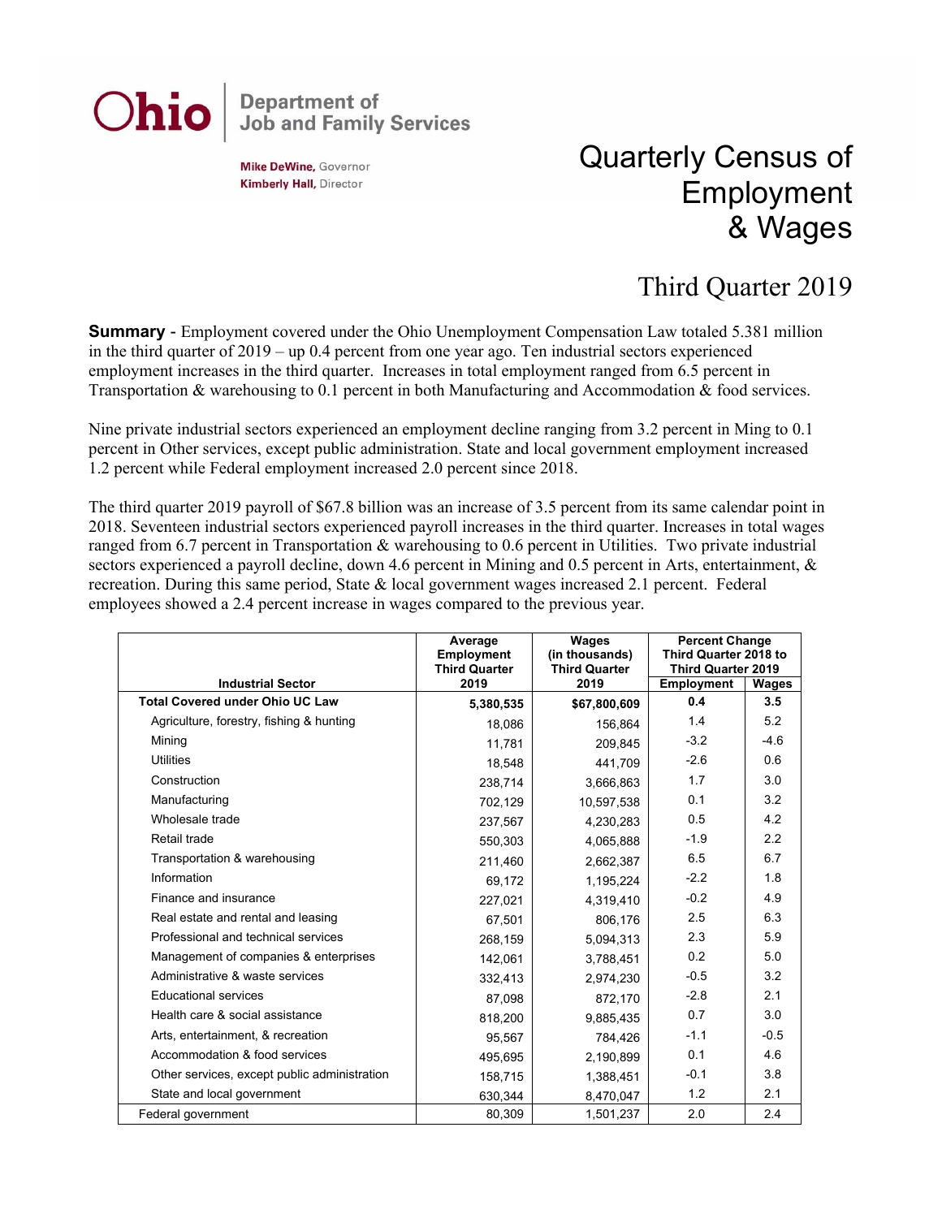Ohio Department of Job and Family Services

**Mike DeWine,** Governor
**Kimberly Hall,** Director

# Quarterly Census of Employment & Wages

## Third Quarter 2019

**Summary** - Employment covered under the Ohio Unemployment Compensation Law totaled 5.381 million in the third quarter of 2019 – up 0.4 percent from one year ago. Ten industrial sectors experienced employment increases in the third quarter. Increases in total employment ranged from 6.5 percent in Transportation & warehousing to 0.1 percent in both Manufacturing and Accommodation & food services.

Nine private industrial sectors experienced an employment decline ranging from 3.2 percent in Ming to 0.1 percent in Other services, except public administration. State and local government employment increased 1.2 percent while Federal employment increased 2.0 percent since 2018.

The third quarter 2019 payroll of $67.8 billion was an increase of 3.5 percent from its same calendar point in 2018. Seventeen industrial sectors experienced payroll increases in the third quarter. Increases in total wages ranged from 6.7 percent in Transportation & warehousing to 0.6 percent in Utilities. Two private industrial sectors experienced a payroll decline, down 4.6 percent in Mining and 0.5 percent in Arts, entertainment, & recreation. During this same period, State & local government wages increased 2.1 percent. Federal employees showed a 2.4 percent increase in wages compared to the previous year.

| Industrial Sector | Average Employment Third Quarter 2019 | Wages (in thousands) Third Quarter 2019 | Percent Change Third Quarter 2018 to Third Quarter 2019 | |
|---|---|---|---|---|
| | | | Employment | Wages |
| **Total Covered under Ohio UC Law** | **5,380,535** | **$67,800,609** | **0.4** | **3.5** |
| Agriculture, forestry, fishing & hunting | 18,086 | 156,864 | 1.4 | 5.2 |
| Mining | 11,781 | 209,845 | -3.2 | -4.6 |
| Utilities | 18,548 | 441,709 | -2.6 | 0.6 |
| Construction | 238,714 | 3,666,863 | 1.7 | 3.0 |
| Manufacturing | 702,129 | 10,597,538 | 0.1 | 3.2 |
| Wholesale trade | 237,567 | 4,230,283 | 0.5 | 4.2 |
| Retail trade | 550,303 | 4,065,888 | -1.9 | 2.2 |
| Transportation & warehousing | 211,460 | 2,662,387 | 6.5 | 6.7 |
| Information | 69,172 | 1,195,224 | -2.2 | 1.8 |
| Finance and insurance | 227,021 | 4,319,410 | -0.2 | 4.9 |
| Real estate and rental and leasing | 67,501 | 806,176 | 2.5 | 6.3 |
| Professional and technical services | 268,159 | 5,094,313 | 2.3 | 5.9 |
| Management of companies & enterprises | 142,061 | 3,788,451 | 0.2 | 5.0 |
| Administrative & waste services | 332,413 | 2,974,230 | -0.5 | 3.2 |
| Educational services | 87,098 | 872,170 | -2.8 | 2.1 |
| Health care & social assistance | 818,200 | 9,885,435 | 0.7 | 3.0 |
| Arts, entertainment, & recreation | 95,567 | 784,426 | -1.1 | -0.5 |
| Accommodation & food services | 495,695 | 2,190,899 | 0.1 | 4.6 |
| Other services, except public administration | 158,715 | 1,388,451 | -0.1 | 3.8 |
| State and local government | 630,344 | 8,470,047 | 1.2 | 2.1 |
| Federal government | 80,309 | 1,501,237 | 2.0 | 2.4 |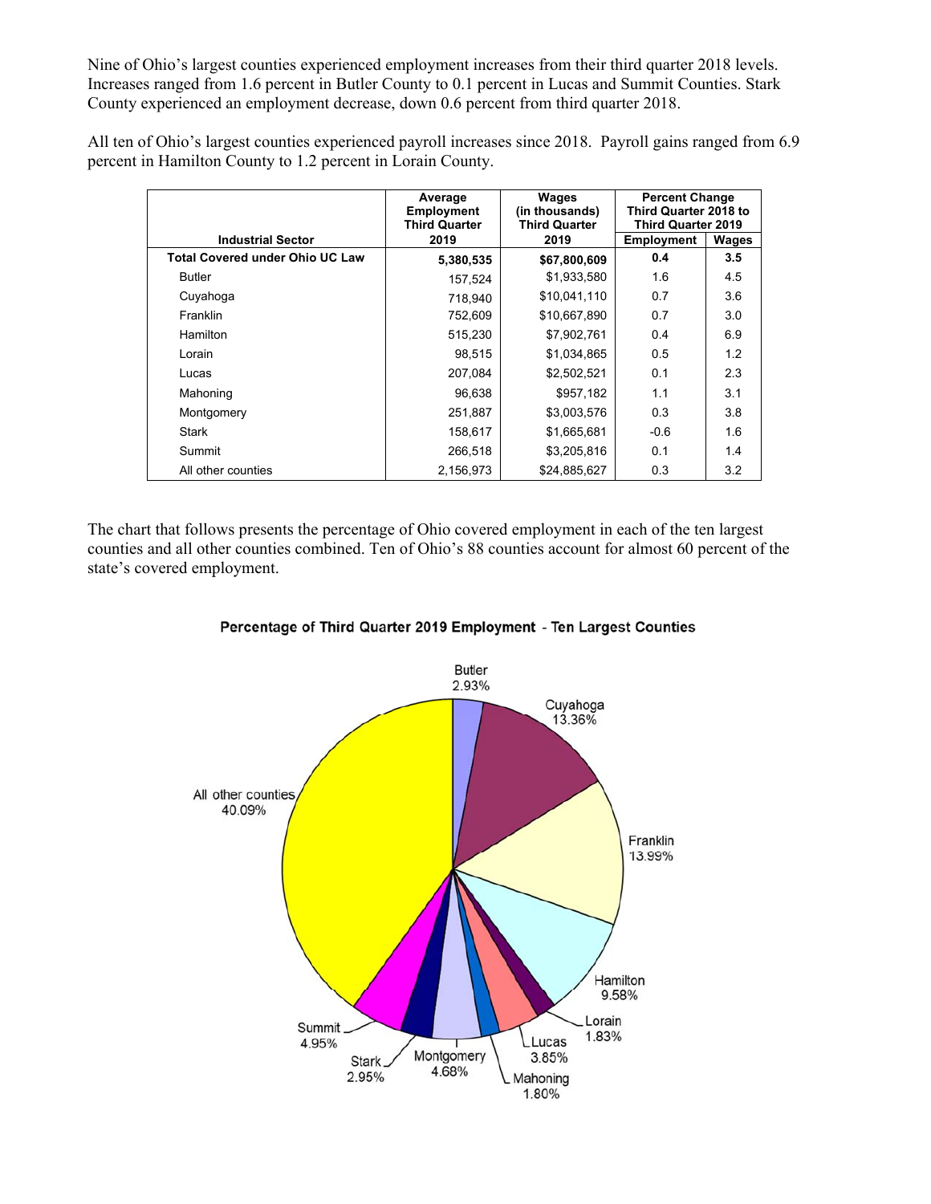Nine of Ohio's largest counties experienced employment increases from their third quarter 2018 levels. Increases ranged from 1.6 percent in Butler County to 0.1 percent in Lucas and Summit Counties. Stark County experienced an employment decrease, down 0.6 percent from third quarter 2018.

All ten of Ohio's largest counties experienced payroll increases since 2018. Payroll gains ranged from 6.9 percent in Hamilton County to 1.2 percent in Lorain County.

| Industrial Sector | Average Employment Third Quarter 2019 | Wages (in thousands) Third Quarter 2019 | Percent Change Third Quarter 2018 to Third Quarter 2019 | |
|---|---|---|---|---|
| | | | Employment | Wages |
| **Total Covered under Ohio UC Law** | **5,380,535** | **$67,800,609** | **0.4** | **3.5** |
| Butler | 157,524 | $1,933,580 | 1.6 | 4.5 |
| Cuyahoga | 718,940 | $10,041,110 | 0.7 | 3.6 |
| Franklin | 752,609 | $10,667,890 | 0.7 | 3.0 |
| Hamilton | 515,230 | $7,902,761 | 0.4 | 6.9 |
| Lorain | 98,515 | $1,034,865 | 0.5 | 1.2 |
| Lucas | 207,084 | $2,502,521 | 0.1 | 2.3 |
| Mahoning | 96,638 | $957,182 | 1.1 | 3.1 |
| Montgomery | 251,887 | $3,003,576 | 0.3 | 3.8 |
| Stark | 158,617 | $1,665,681 | -0.6 | 1.6 |
| Summit | 266,518 | $3,205,816 | 0.1 | 1.4 |
| All other counties | 2,156,973 | $24,885,627 | 0.3 | 3.2 |

The chart that follows presents the percentage of Ohio covered employment in each of the ten largest counties and all other counties combined. Ten of Ohio's 88 counties account for almost 60 percent of the state's covered employment.

**Percentage of Third Quarter 2019 Employment - Ten Largest Counties**

| County | Percentage |
|---|---|
| Butler | 2.93% |
| Cuyahoga | 13.36% |
| Franklin | 13.99% |
| Hamilton | 9.58% |
| Lorain | 1.83% |
| Lucas | 3.85% |
| Mahoning | 1.80% |
| Montgomery | 4.68% |
| Stark | 2.95% |
| Summit | 4.95% |
| All other counties | 40.09% |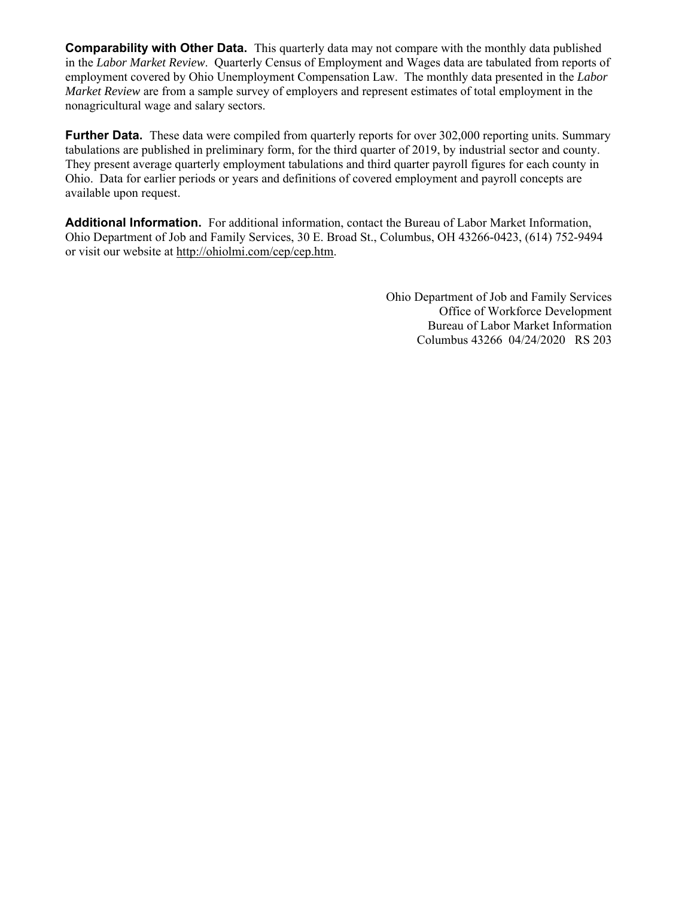**Comparability with Other Data.** This quarterly data may not compare with the monthly data published in the *Labor Market Review*. Quarterly Census of Employment and Wages data are tabulated from reports of employment covered by Ohio Unemployment Compensation Law. The monthly data presented in the *Labor Market Review* are from a sample survey of employers and represent estimates of total employment in the nonagricultural wage and salary sectors.

**Further Data.** These data were compiled from quarterly reports for over 302,000 reporting units. Summary tabulations are published in preliminary form, for the third quarter of 2019, by industrial sector and county. They present average quarterly employment tabulations and third quarter payroll figures for each county in Ohio. Data for earlier periods or years and definitions of covered employment and payroll concepts are available upon request.

**Additional Information.** For additional information, contact the Bureau of Labor Market Information, Ohio Department of Job and Family Services, 30 E. Broad St., Columbus, OH 43266-0423, (614) 752-9494 or visit our website at http://ohiolmi.com/cep/cep.htm.

Ohio Department of Job and Family Services
Office of Workforce Development
Bureau of Labor Market Information
Columbus 43266 04/24/2020 RS 203